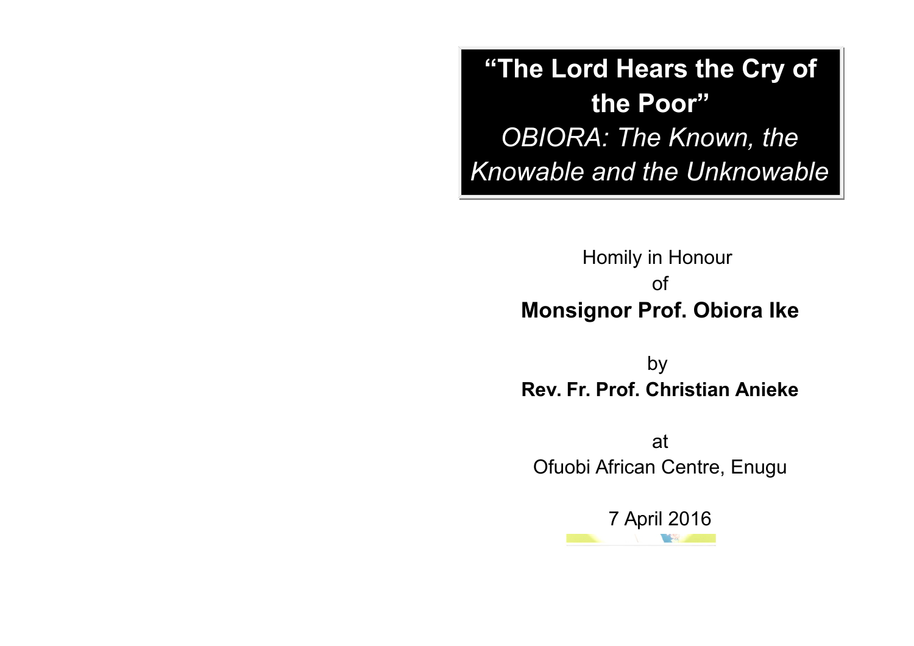# "The Lord Hears the Cry of the Poor"

## *OBIORA: The Known, the Knowable and the Unknowable*

Homily in Honour

of

**Monsignor Prof. Obiora Ike**

by

**Rev. Fr. Prof. Christian Anieke**

at

Ofuobi African Centre, Enugu

7 April 2016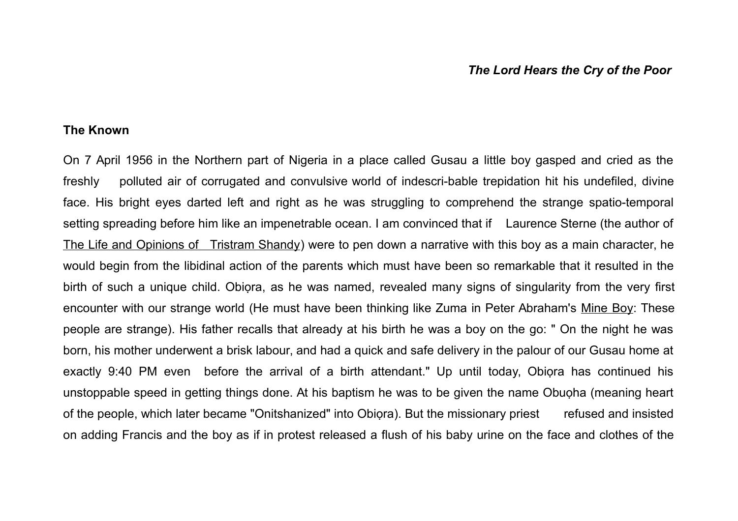## The Known

On 7 April 1956 in the Northern part of Nigeria in a place called Gusau a little boy gasped and cried as the freshly polluted air of corrugated and convulsive world of indescri-bable trepidation hit his undefiled, divine face. His bright eyes darted left and right as he was struggling to comprehend the strange spatio-temporal setting spreading before him like an impenetrable ocean. I am convinced that if Laurence Sterne (the author of The Life and Opinions of Tristram Shandy) were to pen down a narrative with this boy as a main character, he would begin from the libidinal action of the parents which must have been so remarkable that it resulted in the birth of such a unique child. Obiọra, as he was named, revealed many signs of singularity from the very first encounter with our strange world (He must have been thinking like Zuma in Peter Abraham's Mine Boy: These people are strange). His father recalls that already at his birth he was a boy on the go: " On the night he was born, his mother underwent a brisk labour, and had a quick and safe delivery in the palour of our Gusau home at exactly 9:40 PM even before the arrival of a birth attendant." Up until today, Obiọra has continued his unstoppable speed in getting things done. At his baptism he was to be given the name Obuọha (meaning heart of the people, which later became "Onitshanized" into Obiọra). But the missionary priest refused and insisted on adding Francis and the boy as if in protest released a flush of his baby urine on the face and clothes of the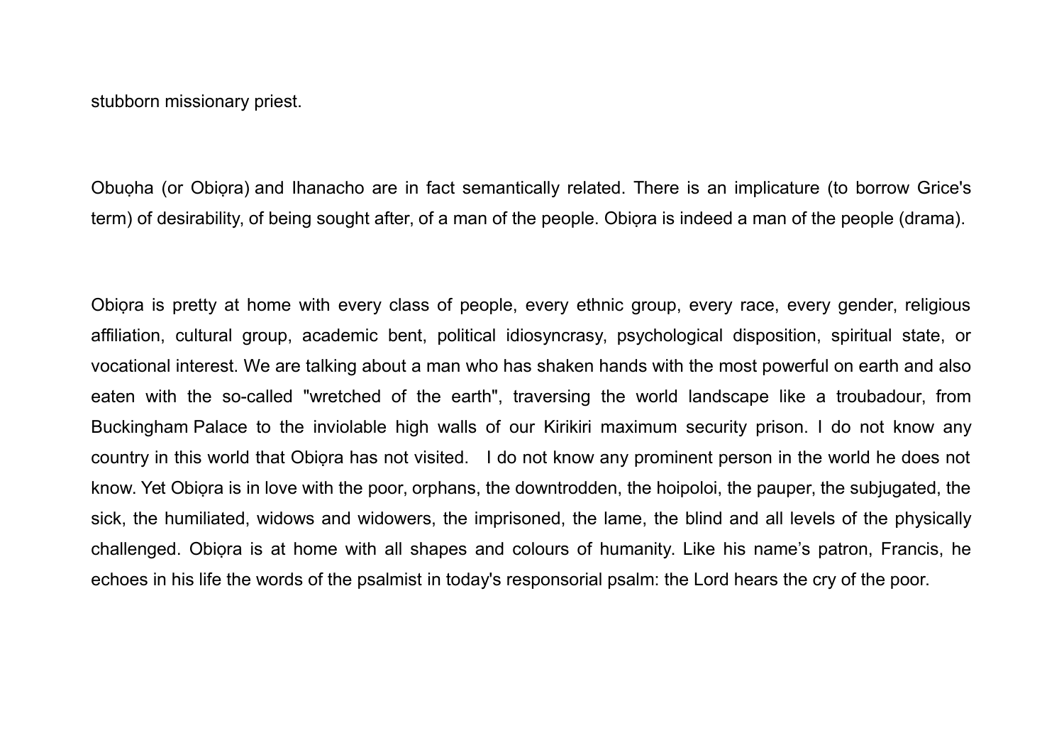stubborn missionary priest.

Obuọha (or Obiọra) and Ihanacho are in fact semantically related. There is an implicature (to borrow Grice's term) of desirability, of being sought after, of a man of the people. Obiọra is indeed a man of the people (drama).

Obiọra is pretty at home with every class of people, every ethnic group, every race, every gender, religious affiliation, cultural group, academic bent, political idiosyncrasy, psychological disposition, spiritual state, or vocational interest. We are talking about a man who has shaken hands with the most powerful on earth and also eaten with the so-called "wretched of the earth", traversing the world landscape like a troubadour, from Buckingham Palace to the inviolable high walls of our Kirikiri maximum security prison. I do not know any country in this world that Obiọra has not visited. I do not know any prominent person in the world he does not know. Yet Obiọra is in love with the poor, orphans, the downtrodden, the hoipoloi, the pauper, the subjugated, the sick, the humiliated, widows and widowers, the imprisoned, the lame, the blind and all levels of the physically challenged. Obiọra is at home with all shapes and colours of humanity. Like his name's patron, Francis, he echoes in his life the words of the psalmist in today's responsorial psalm: the Lord hears the cry of the poor.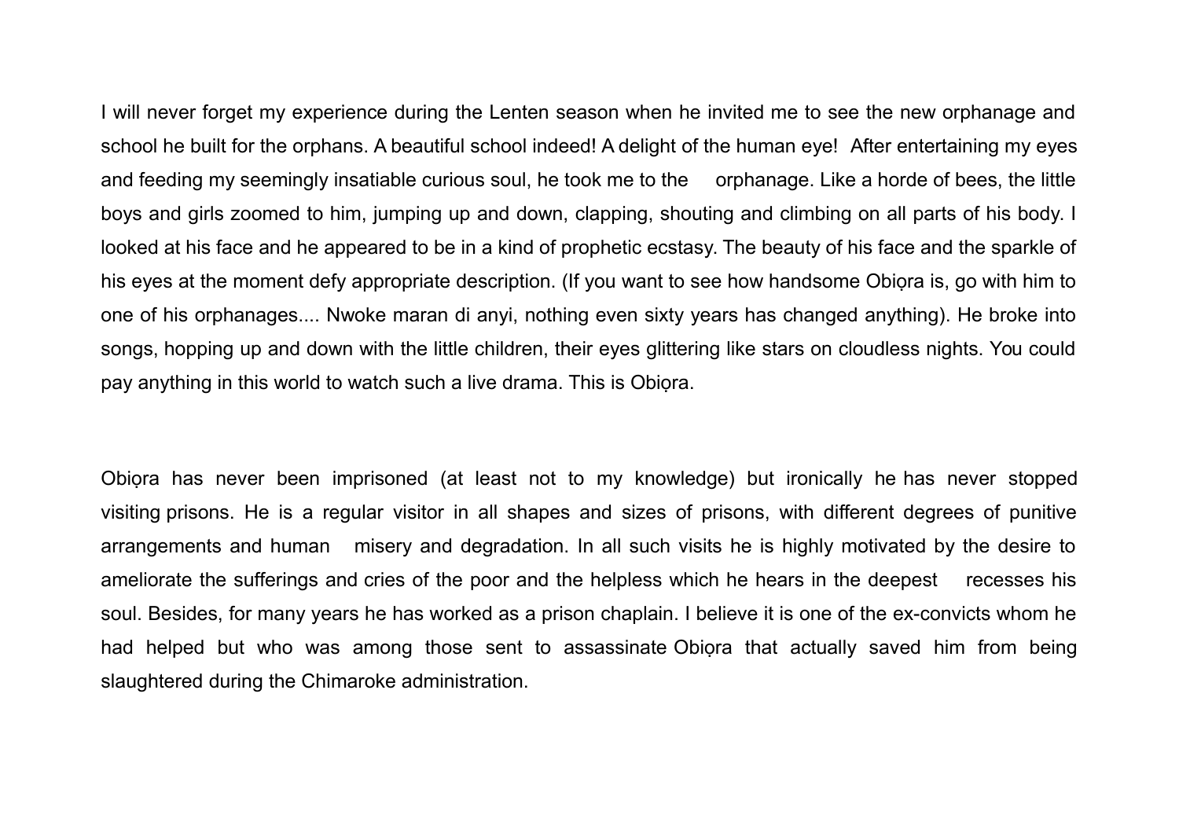I will never forget my experience during the Lenten season when he invited me to see the new orphanage and school he built for the orphans. A beautiful school indeed! A delight of the human eye!  After entertaining my eyes and feeding my seemingly insatiable curious soul, he took me to the  orphanage. Like a horde of bees, the little boys and girls zoomed to him, jumping up and down, clapping, shouting and climbing on all parts of his body. I looked at his face and he appeared to be in a kind of prophetic ecstasy. The beauty of his face and the sparkle of his eyes at the moment defy appropriate description. (If you want to see how handsome Obiọra is, go with him to one of his orphanages.... Nwoke maran di anyi, nothing even sixty years has changed anything). He broke into songs, hopping up and down with the little children, their eyes glittering like stars on cloudless nights. You could pay anything in this world to watch such a live drama. This is Obiọra.

Obiọra has never been imprisoned (at least not to my knowledge) but ironically he has never stopped visiting prisons. He is a regular visitor in all shapes and sizes of prisons, with different degrees of punitive arrangements and human  misery and degradation. In all such visits he is highly motivated by the desire to ameliorate the sufferings and cries of the poor and the helpless which he hears in the deepest  recesses his soul. Besides, for many years he has worked as a prison chaplain. I believe it is one of the ex-convicts whom he had helped but who was among those sent to assassinate Obiọra that actually saved him from being slaughtered during the Chimaroke administration.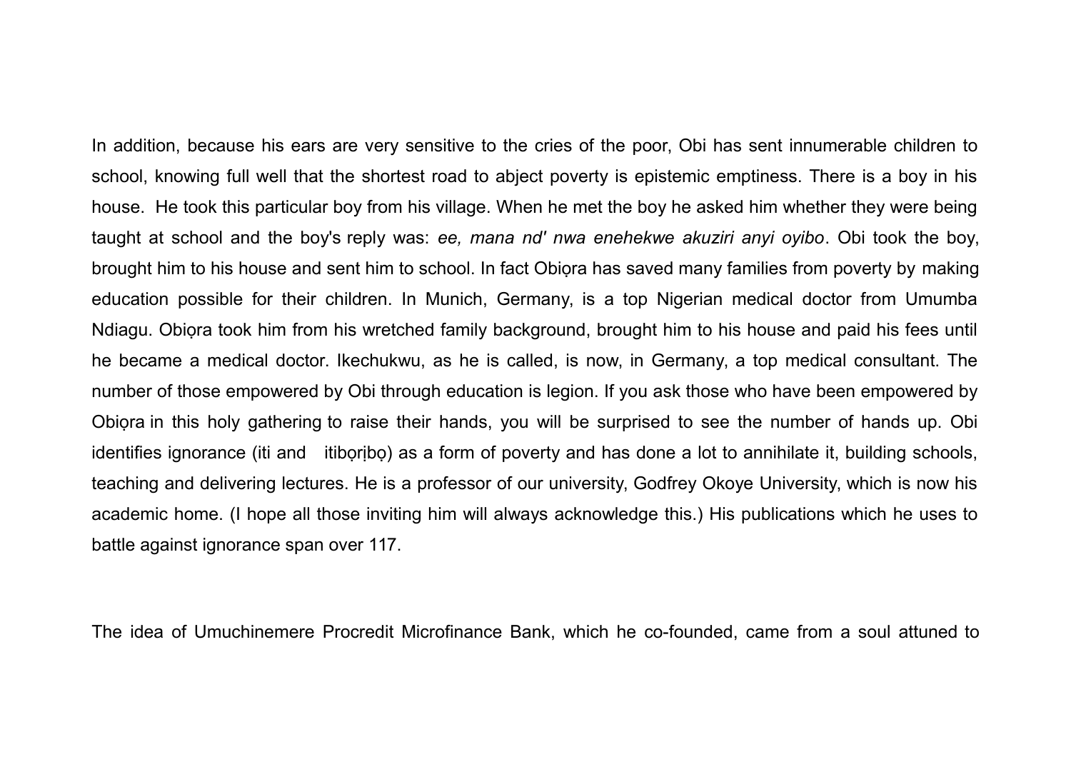In addition, because his ears are very sensitive to the cries of the poor, Obi has sent innumerable children to school, knowing full well that the shortest road to abject poverty is epistemic emptiness. There is a boy in his house. He took this particular boy from his village. When he met the boy he asked him whether they were being taught at school and the boy's reply was: *ee, mana nd' nwa enehekwe akuziri anyi oyibo*. Obi took the boy, brought him to his house and sent him to school. In fact Obiọra has saved many families from poverty by making education possible for their children. In Munich, Germany, is a top Nigerian medical doctor from Umumba Ndiagu. Obiọra took him from his wretched family background, brought him to his house and paid his fees until he became a medical doctor. Ikechukwu, as he is called, is now, in Germany, a top medical consultant. The number of those empowered by Obi through education is legion. If you ask those who have been empowered by Obiọra in this holy gathering to raise their hands, you will be surprised to see the number of hands up. Obi identifies ignorance (iti and itibọrịbọ) as a form of poverty and has done a lot to annihilate it, building schools, teaching and delivering lectures. He is a professor of our university, Godfrey Okoye University, which is now his academic home. (I hope all those inviting him will always acknowledge this.) His publications which he uses to battle against ignorance span over 117.

The idea of Umuchinemere Procredit Microfinance Bank, which he co-founded, came from a soul attuned to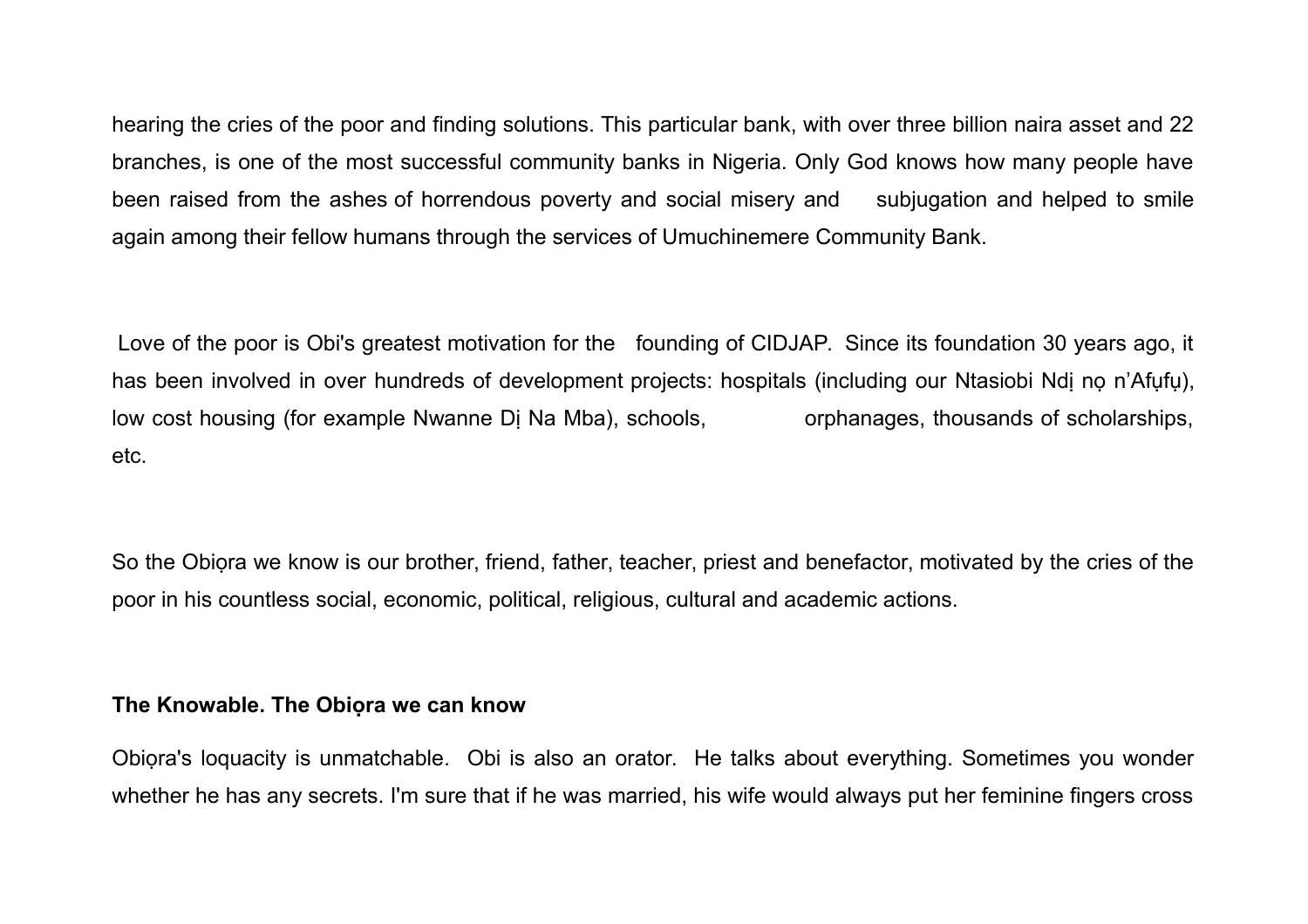hearing the cries of the poor and finding solutions. This particular bank, with over three billion naira asset and 22 branches, is one of the most successful community banks in Nigeria. Only God knows how many people have been raised from the ashes of horrendous poverty and social misery and subjugation and helped to smile again among their fellow humans through the services of Umuchinemere Community Bank.

Love of the poor is Obi's greatest motivation for the founding of CIDJAP. Since its foundation 30 years ago, it has been involved in over hundreds of development projects: hospitals (including our Ntasiobi Ndị nọ n'Afụfụ), low cost housing (for example Nwanne Dị Na Mba), schools, orphanages, thousands of scholarships, etc.

So the Obiọra we know is our brother, friend, father, teacher, priest and benefactor, motivated by the cries of the poor in his countless social, economic, political, religious, cultural and academic actions.

**The Knowable. The Obiọra we can know**

Obiọra's loquacity is unmatchable. Obi is also an orator. He talks about everything. Sometimes you wonder whether he has any secrets. I'm sure that if he was married, his wife would always put her feminine fingers cross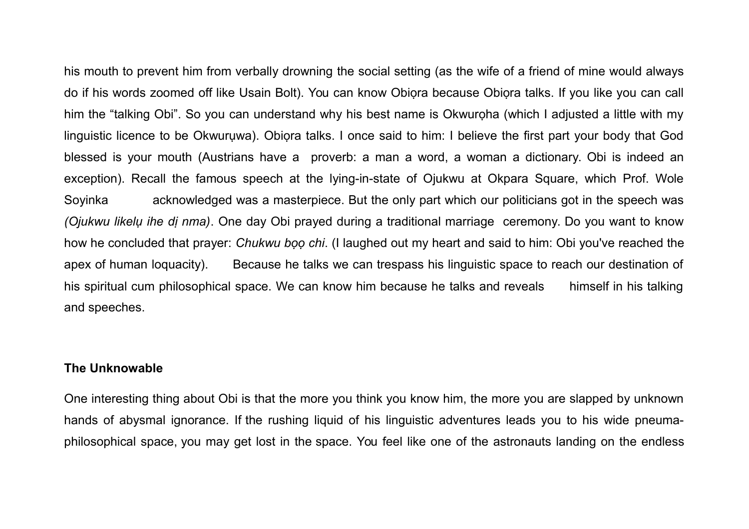his mouth to prevent him from verbally drowning the social setting (as the wife of a friend of mine would always do if his words zoomed off like Usain Bolt). You can know Obiọra because Obiọra talks. If you like you can call him the "talking Obi". So you can understand why his best name is Okwurọha (which I adjusted a little with my linguistic licence to be Okwurụwa). Obiọra talks. I once said to him: I believe the first part your body that God blessed is your mouth (Austrians have a proverb: a man a word, a woman a dictionary. Obi is indeed an exception). Recall the famous speech at the lying-in-state of Ojukwu at Okpara Square, which Prof. Wole Soyinka acknowledged was a masterpiece. But the only part which our politicians got in the speech was *(Ojukwu likelụ ihe dị nma)*. One day Obi prayed during a traditional marriage ceremony. Do you want to know how he concluded that prayer: *Chukwu bọọ chi*. (I laughed out my heart and said to him: Obi you've reached the apex of human loquacity). Because he talks we can trespass his linguistic space to reach our destination of his spiritual cum philosophical space. We can know him because he talks and reveals himself in his talking and speeches.

**The Unknowable**

One interesting thing about Obi is that the more you think you know him, the more you are slapped by unknown hands of abysmal ignorance. If the rushing liquid of his linguistic adventures leads you to his wide pneuma-philosophical space, you may get lost in the space. You feel like one of the astronauts landing on the endless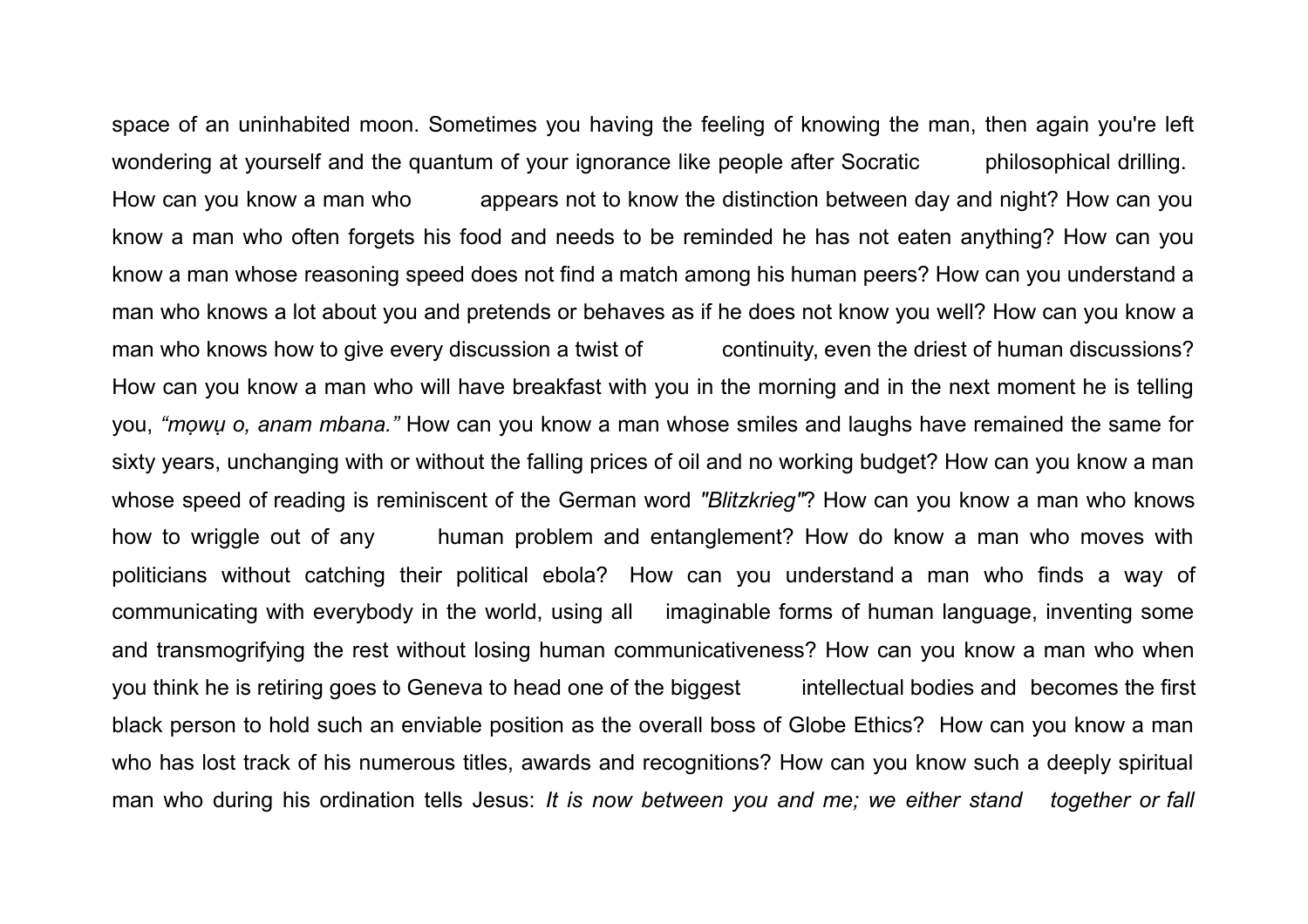space of an uninhabited moon. Sometimes you having the feeling of knowing the man, then again you're left wondering at yourself and the quantum of your ignorance like people after Socratic philosophical drilling. How can you know a man who appears not to know the distinction between day and night? How can you know a man who often forgets his food and needs to be reminded he has not eaten anything? How can you know a man whose reasoning speed does not find a match among his human peers? How can you understand a man who knows a lot about you and pretends or behaves as if he does not know you well? How can you know a man who knows how to give every discussion a twist of continuity, even the driest of human discussions? How can you know a man who will have breakfast with you in the morning and in the next moment he is telling you, *"mọwụ o, anam mbana."* How can you know a man whose smiles and laughs have remained the same for sixty years, unchanging with or without the falling prices of oil and no working budget? How can you know a man whose speed of reading is reminiscent of the German word *"Blitzkrieg"*? How can you know a man who knows how to wriggle out of any human problem and entanglement? How do know a man who moves with politicians without catching their political ebola? How can you understand a man who finds a way of communicating with everybody in the world, using all imaginable forms of human language, inventing some and transmogrifying the rest without losing human communicativeness? How can you know a man who when you think he is retiring goes to Geneva to head one of the biggest intellectual bodies and becomes the first black person to hold such an enviable position as the overall boss of Globe Ethics? How can you know a man who has lost track of his numerous titles, awards and recognitions? How can you know such a deeply spiritual man who during his ordination tells Jesus: *It is now between you and me; we either stand together or fall*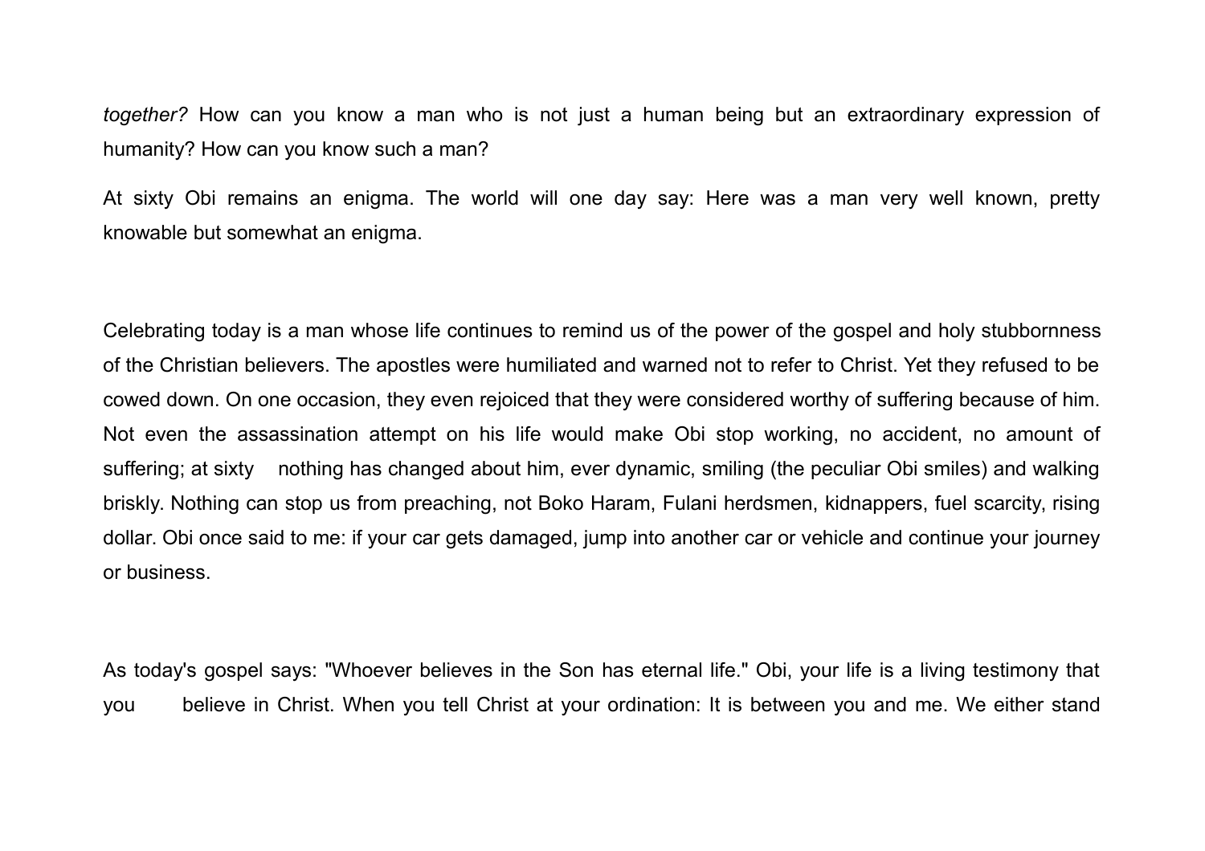*together?* How can you know a man who is not just a human being but an extraordinary expression of humanity? How can you know such a man?

At sixty Obi remains an enigma. The world will one day say: Here was a man very well known, pretty knowable but somewhat an enigma.

Celebrating today is a man whose life continues to remind us of the power of the gospel and holy stubbornness of the Christian believers. The apostles were humiliated and warned not to refer to Christ. Yet they refused to be cowed down. On one occasion, they even rejoiced that they were considered worthy of suffering because of him. Not even the assassination attempt on his life would make Obi stop working, no accident, no amount of suffering; at sixty nothing has changed about him, ever dynamic, smiling (the peculiar Obi smiles) and walking briskly. Nothing can stop us from preaching, not Boko Haram, Fulani herdsmen, kidnappers, fuel scarcity, rising dollar. Obi once said to me: if your car gets damaged, jump into another car or vehicle and continue your journey or business.

As today's gospel says: "Whoever believes in the Son has eternal life." Obi, your life is a living testimony that you believe in Christ. When you tell Christ at your ordination: It is between you and me. We either stand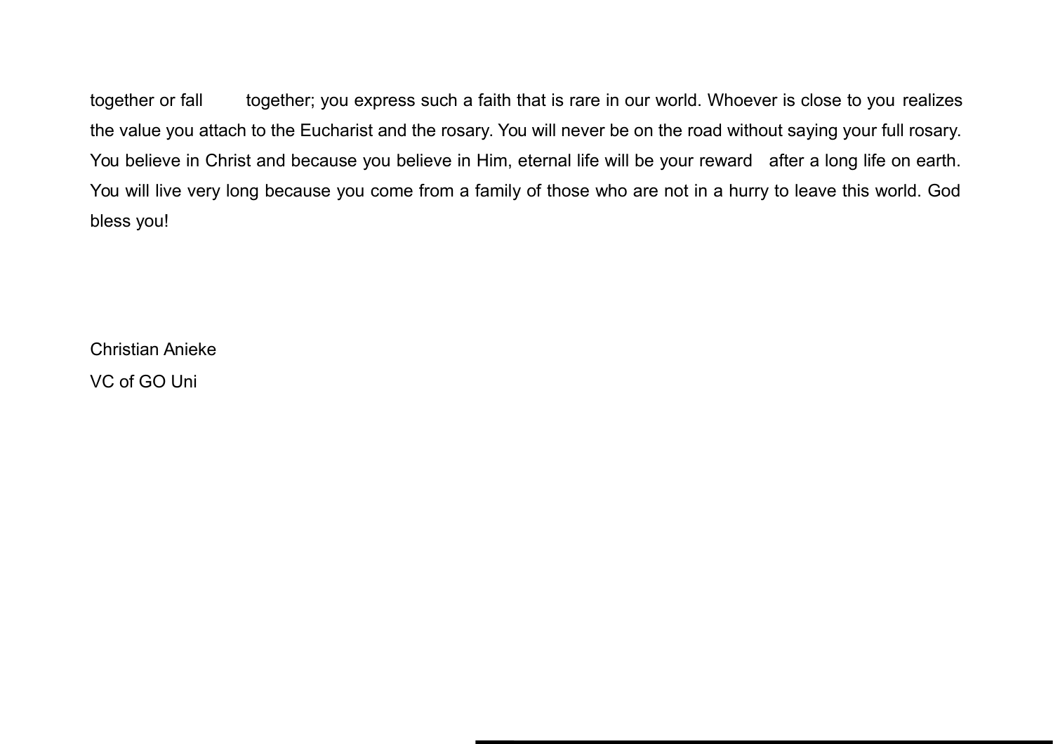together or fall together; you express such a faith that is rare in our world. Whoever is close to you realizes the value you attach to the Eucharist and the rosary. You will never be on the road without saying your full rosary. You believe in Christ and because you believe in Him, eternal life will be your reward after a long life on earth. You will live very long because you come from a family of those who are not in a hurry to leave this world. God bless you!

Christian Anieke
VC of GO Uni